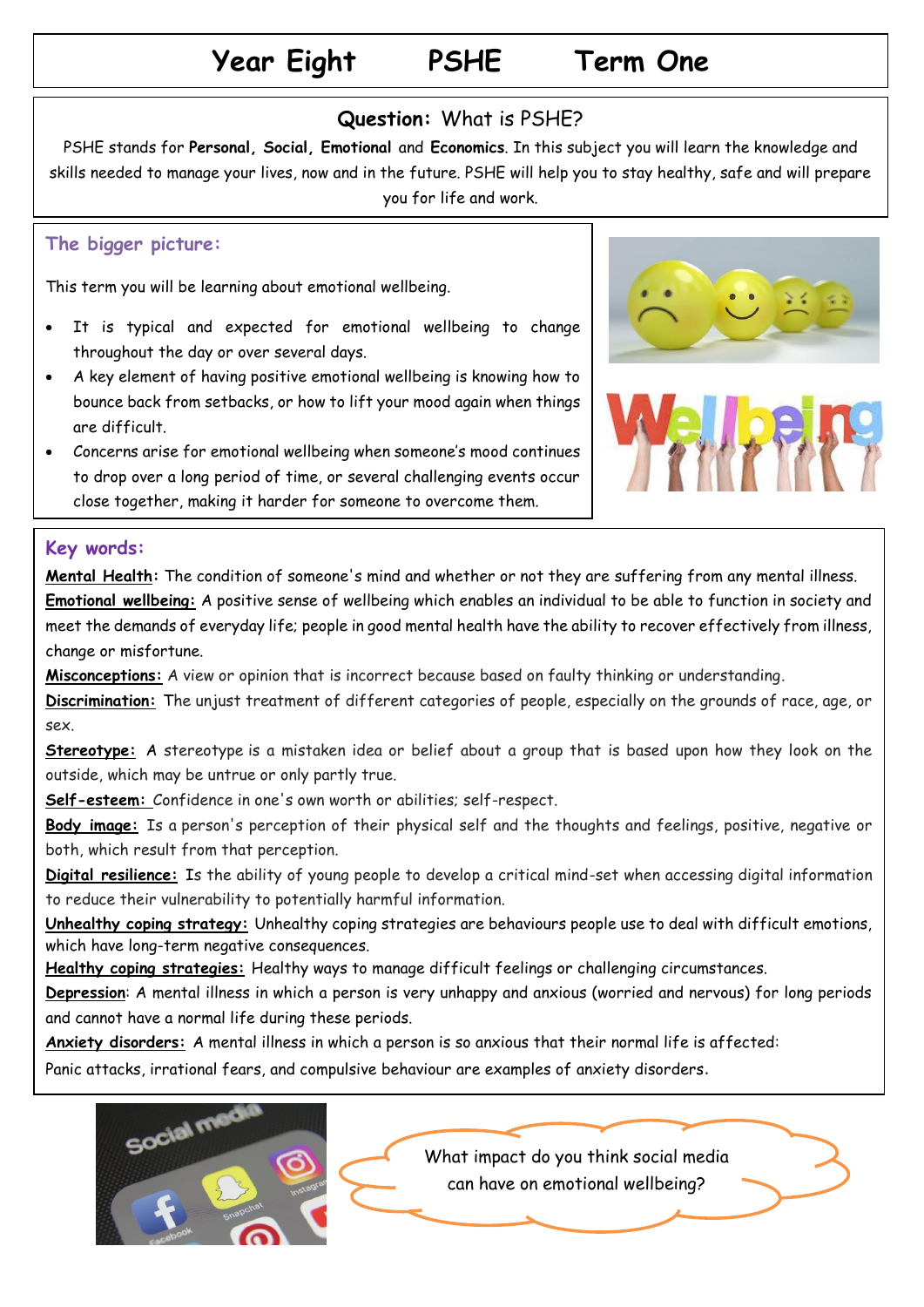# Year Eight PSHE Term One

## Question: What is PSHE?

PSHE stands for **Personal, Social, Emotional** and **Economics**. In this subject you will learn the knowledge and skills needed to manage your lives, now and in the future. PSHE will help you to stay healthy, safe and will prepare you for life and work.

## The bigger picture:

This term you will be learning about emotional wellbeing.

- It is typical and expected for emotional wellbeing to change throughout the day or over several days.
- A key element of having positive emotional wellbeing is knowing how to bounce back from setbacks, or how to lift your mood again when things are difficult.
- Concerns arise for emotional wellbeing when someone's mood continues to drop over a long period of time, or several challenging events occur close together, making it harder for someone to overcome them.

## Key words:

**Mental Health:** The condition of someone's mind and whether or not they are suffering from any mental illness.

**Emotional wellbeing:** A positive sense of wellbeing which enables an individual to be able to function in society and meet the demands of everyday life; people in good mental health have the ability to recover effectively from illness, change or misfortune.

**Misconceptions:** A view or opinion that is incorrect because based on faulty thinking or understanding.

**Discrimination:** The unjust treatment of different categories of people, especially on the grounds of race, age, or sex.

**Stereotype:** A stereotype is a mistaken idea or belief about a group that is based upon how they look on the outside, which may be untrue or only partly true.

**Self-esteem:** Confidence in one's own worth or abilities; self-respect.

**Body image:** Is a person's perception of their physical self and the thoughts and feelings, positive, negative or both, which result from that perception.

**Digital resilience:** Is the ability of young people to develop a critical mind-set when accessing digital information to reduce their vulnerability to potentially harmful information.

**Unhealthy coping strategy:** Unhealthy coping strategies are behaviours people use to deal with difficult emotions, which have long-term negative consequences.

**Healthy coping strategies:** Healthy ways to manage difficult feelings or challenging circumstances.

**Depression**: A mental illness in which a person is very unhappy and anxious (worried and nervous) for long periods and cannot have a normal life during these periods.

**Anxiety disorders:** A mental illness in which a person is so anxious that their normal life is affected: Panic attacks, irrational fears, and compulsive behaviour are examples of anxiety disorders.

What impact do you think social media can have on emotional wellbeing?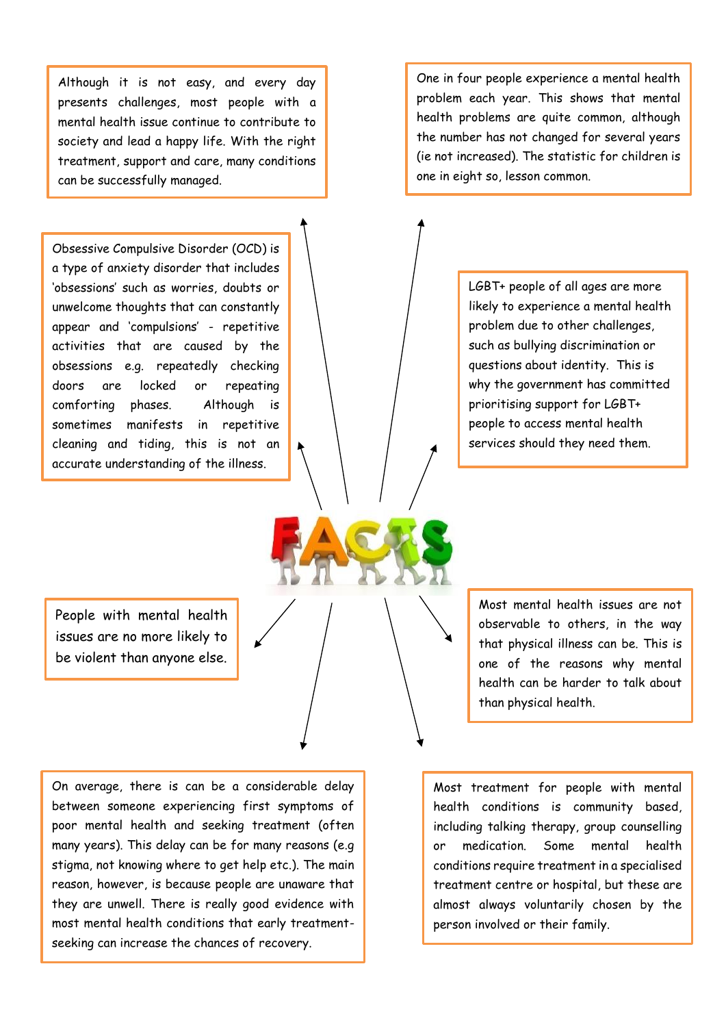# FACTS

Although it is not easy, and every day presents challenges, most people with a mental health issue continue to contribute to society and lead a happy life. With the right treatment, support and care, many conditions can be successfully managed.

One in four people experience a mental health problem each year. This shows that mental health problems are quite common, although the number has not changed for several years (ie not increased). The statistic for children is one in eight so, lesson common.

Obsessive Compulsive Disorder (OCD) is a type of anxiety disorder that includes 'obsessions' such as worries, doubts or unwelcome thoughts that can constantly appear and 'compulsions' - repetitive activities that are caused by the obsessions e.g. repeatedly checking doors are locked or repeating comforting phases. Although is sometimes manifests in repetitive cleaning and tiding, this is not an accurate understanding of the illness.

LGBT+ people of all ages are more likely to experience a mental health problem due to other challenges, such as bullying discrimination or questions about identity. This is why the government has committed prioritising support for LGBT+ people to access mental health services should they need them.

People with mental health issues are no more likely to be violent than anyone else.

Most mental health issues are not observable to others, in the way that physical illness can be. This is one of the reasons why mental health can be harder to talk about than physical health.

On average, there is can be a considerable delay between someone experiencing first symptoms of poor mental health and seeking treatment (often many years). This delay can be for many reasons (e.g stigma, not knowing where to get help etc.). The main reason, however, is because people are unaware that they are unwell. There is really good evidence with most mental health conditions that early treatment-seeking can increase the chances of recovery.

Most treatment for people with mental health conditions is community based, including talking therapy, group counselling or medication. Some mental health conditions require treatment in a specialised treatment centre or hospital, but these are almost always voluntarily chosen by the person involved or their family.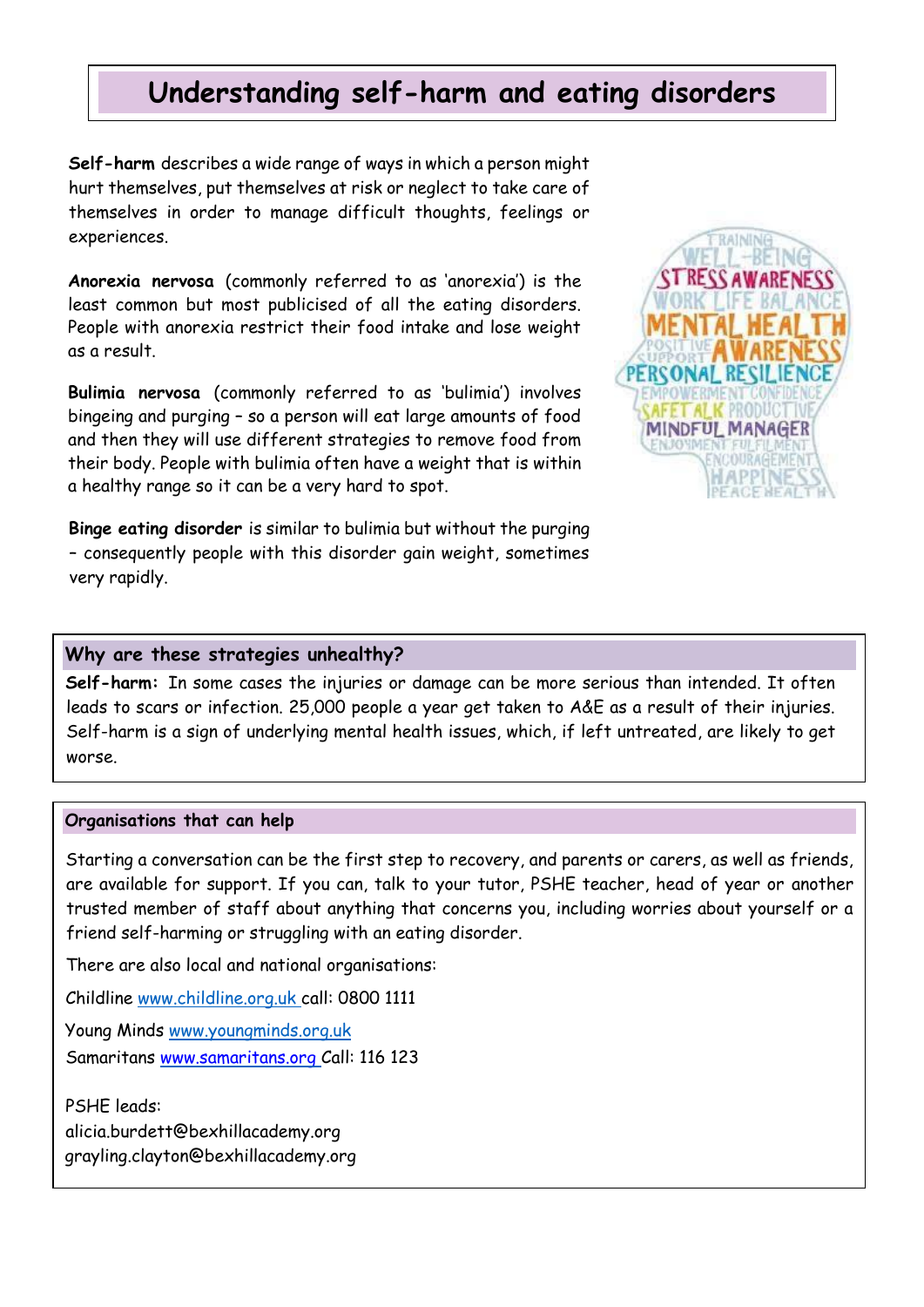# Understanding self-harm and eating disorders

**Self-harm** describes a wide range of ways in which a person might hurt themselves, put themselves at risk or neglect to take care of themselves in order to manage difficult thoughts, feelings or experiences.

**Anorexia nervosa** (commonly referred to as 'anorexia') is the least common but most publicised of all the eating disorders. People with anorexia restrict their food intake and lose weight as a result.

**Bulimia nervosa** (commonly referred to as 'bulimia') involves bingeing and purging – so a person will eat large amounts of food and then they will use different strategies to remove food from their body. People with bulimia often have a weight that is within a healthy range so it can be a very hard to spot.

**Binge eating disorder** is similar to bulimia but without the purging – consequently people with this disorder gain weight, sometimes very rapidly.

## Why are these strategies unhealthy?

**Self-harm:** In some cases the injuries or damage can be more serious than intended. It often leads to scars or infection. 25,000 people a year get taken to A&E as a result of their injuries. Self-harm is a sign of underlying mental health issues, which, if left untreated, are likely to get worse.

## Organisations that can help

Starting a conversation can be the first step to recovery, and parents or carers, as well as friends, are available for support. If you can, talk to your tutor, PSHE teacher, head of year or another trusted member of staff about anything that concerns you, including worries about yourself or a friend self-harming or struggling with an eating disorder.

There are also local and national organisations:

Childline www.childline.org.uk call: 0800 1111

Young Minds www.youngminds.org.uk
Samaritans www.samaritans.org Call: 116 123

PSHE leads:
alicia.burdett@bexhillacademy.org
grayling.clayton@bexhillacademy.org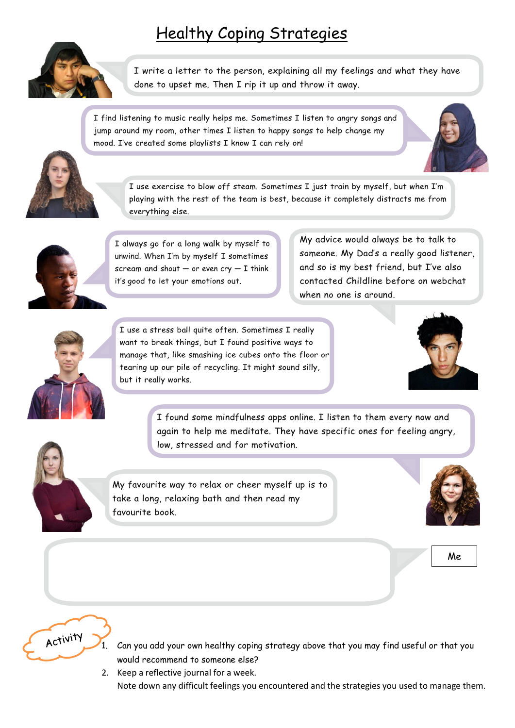# Healthy Coping Strategies

I write a letter to the person, explaining all my feelings and what they have done to upset me. Then I rip it up and throw it away.

I find listening to music really helps me. Sometimes I listen to angry songs and jump around my room, other times I listen to happy songs to help change my mood. I've created some playlists I know I can rely on!

I use exercise to blow off steam. Sometimes I just train by myself, but when I'm playing with the rest of the team is best, because it completely distracts me from everything else.

I always go for a long walk by myself to unwind. When I'm by myself I sometimes scream and shout – or even cry – I think it's good to let your emotions out.

My advice would always be to talk to someone. My Dad's a really good listener, and so is my best friend, but I've also contacted Childline before on webchat when no one is around.

I use a stress ball quite often. Sometimes I really want to break things, but I found positive ways to manage that, like smashing ice cubes onto the floor or tearing up our pile of recycling. It might sound silly, but it really works.

I found some mindfulness apps online. I listen to them every now and again to help me meditate. They have specific ones for feeling angry, low, stressed and for motivation.

My favourite way to relax or cheer myself up is to take a long, relaxing bath and then read my favourite book.

Me

**Activity**

1. Can you add your own healthy coping strategy above that you may find useful or that you would recommend to someone else?
2. Keep a reflective journal for a week.
   Note down any difficult feelings you encountered and the strategies you used to manage them.